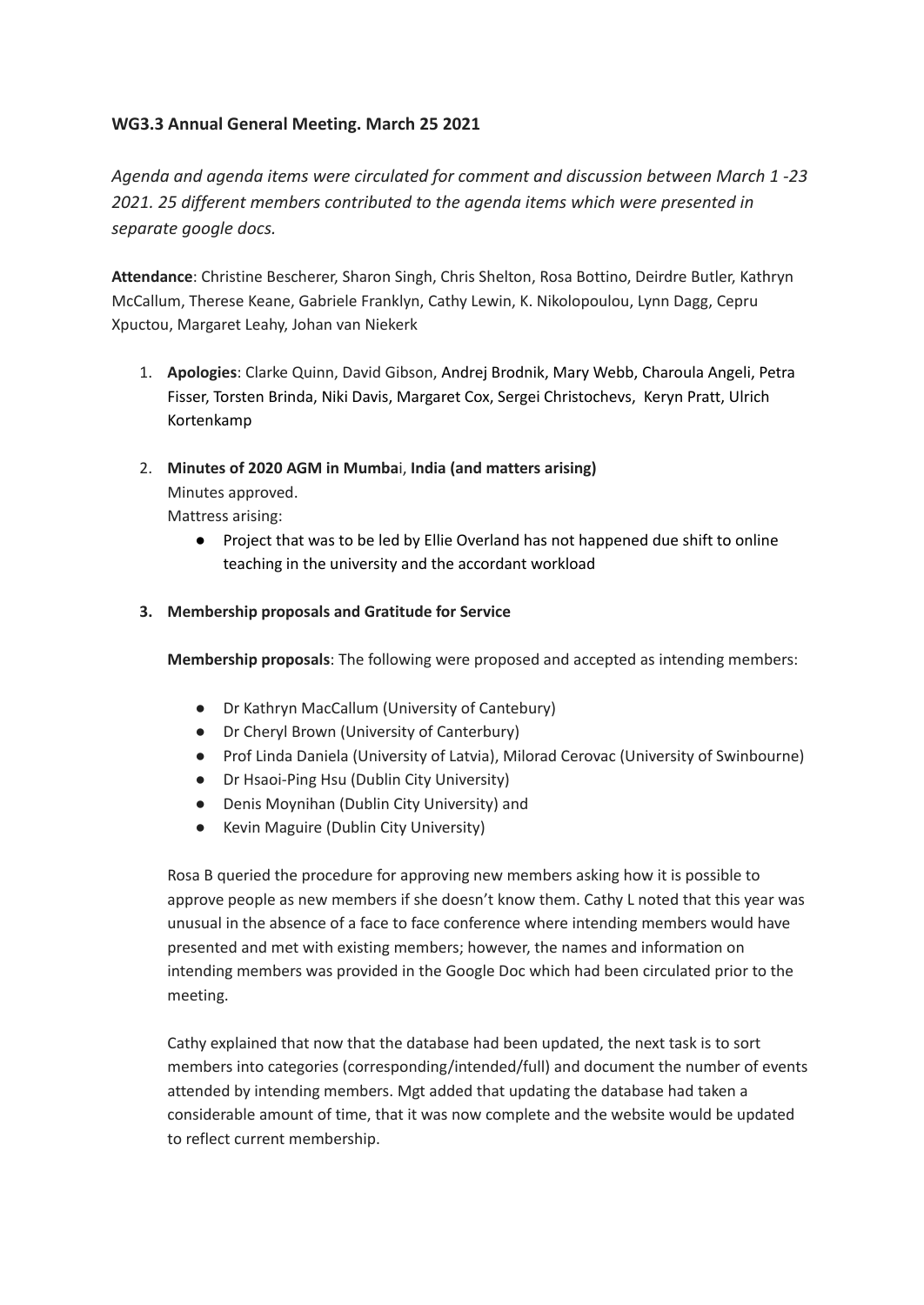**WG3.3 Annual General Meeting. March 25 2021**

*Agenda and agenda items were circulated for comment and discussion between March 1 -23 2021. 25 different members contributed to the agenda items which were presented in separate google docs.*

**Attendance**: Christine Bescherer, Sharon Singh, Chris Shelton, Rosa Bottino, Deirdre Butler, Kathryn McCallum, Therese Keane, Gabriele Franklyn, Cathy Lewin, K. Nikolopoulou, Lynn Dagg, Cepru Xpuctou, Margaret Leahy, Johan van Niekerk

1. **Apologies**: Clarke Quinn, David Gibson, Andrej Brodnik, Mary Webb, Charoula Angeli, Petra Fisser, Torsten Brinda, Niki Davis, Margaret Cox, Sergei Christochevs, Keryn Pratt, Ulrich Kortenkamp

2. **Minutes of 2020 AGM in Mumbai, India (and matters arising)**
   Minutes approved.
   Mattress arising:
   - Project that was to be led by Ellie Overland has not happened due shift to online teaching in the university and the accordant workload

3. **Membership proposals and Gratitude for Service**

   **Membership proposals**: The following were proposed and accepted as intending members:

   - Dr Kathryn MacCallum (University of Cantebury)
   - Dr Cheryl Brown (University of Canterbury)
   - Prof Linda Daniela (University of Latvia), Milorad Cerovac (University of Swinbourne)
   - Dr Hsaoi-Ping Hsu (Dublin City University)
   - Denis Moynihan (Dublin City University) and
   - Kevin Maguire (Dublin City University)

   Rosa B queried the procedure for approving new members asking how it is possible to approve people as new members if she doesn't know them. Cathy L noted that this year was unusual in the absence of a face to face conference where intending members would have presented and met with existing members; however, the names and information on intending members was provided in the Google Doc which had been circulated prior to the meeting.

   Cathy explained that now that the database had been updated, the next task is to sort members into categories (corresponding/intended/full) and document the number of events attended by intending members. Mgt added that updating the database had taken a considerable amount of time, that it was now complete and the website would be updated to reflect current membership.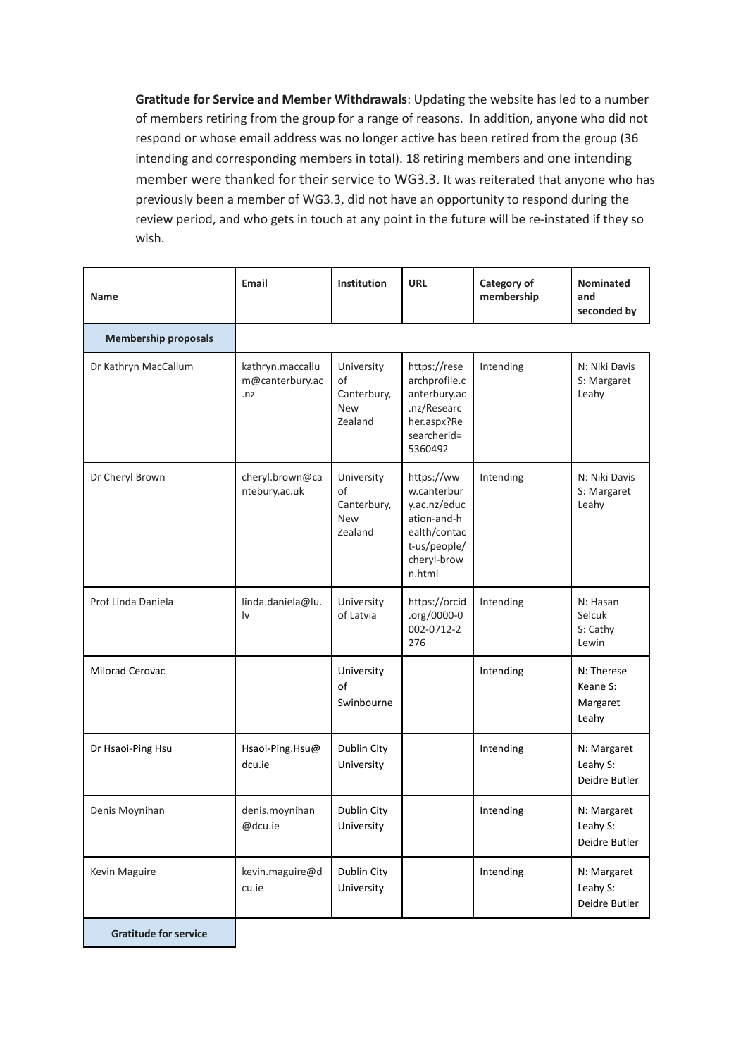**Gratitude for Service and Member Withdrawals**: Updating the website has led to a number of members retiring from the group for a range of reasons. In addition, anyone who did not respond or whose email address was no longer active has been retired from the group (36 intending and corresponding members in total). 18 retiring members and one intending member were thanked for their service to WG3.3. It was reiterated that anyone who has previously been a member of WG3.3, did not have an opportunity to respond during the review period, and who gets in touch at any point in the future will be re-instated if they so wish.

| Name | Email | Institution | URL | Category of membership | Nominated and seconded by |
|---|---|---|---|---|---|
| **Membership proposals** | | | | | |
| Dr Kathryn MacCallum | kathryn.maccallum@canterbury.ac.nz | University of Canterbury, New Zealand | https://researchprofile.canterbury.ac.nz/Researcher.aspx?Researcherid=5360492 | Intending | N: Niki Davis S: Margaret Leahy |
| Dr Cheryl Brown | cheryl.brown@cantebury.ac.uk | University of Canterbury, New Zealand | https://www.canterbury.ac.nz/education-and-health/contact-us/people/cheryl-brown.html | Intending | N: Niki Davis S: Margaret Leahy |
| Prof Linda Daniela | linda.daniela@lu.lv | University of Latvia | https://orcid.org/0000-0002-0712-2276 | Intending | N: Hasan Selcuk S: Cathy Lewin |
| Milorad Cerovac | | University of Swinbourne | | Intending | N: Therese Keane S: Margaret Leahy |
| Dr Hsaoi-Ping Hsu | Hsaoi-Ping.Hsu@dcu.ie | Dublin City University | | Intending | N: Margaret Leahy S: Deidre Butler |
| Denis Moynihan | denis.moynihan@dcu.ie | Dublin City University | | Intending | N: Margaret Leahy S: Deidre Butler |
| Kevin Maguire | kevin.maguire@dcu.ie | Dublin City University | | Intending | N: Margaret Leahy S: Deidre Butler |
| **Gratitude for service** | | | | | |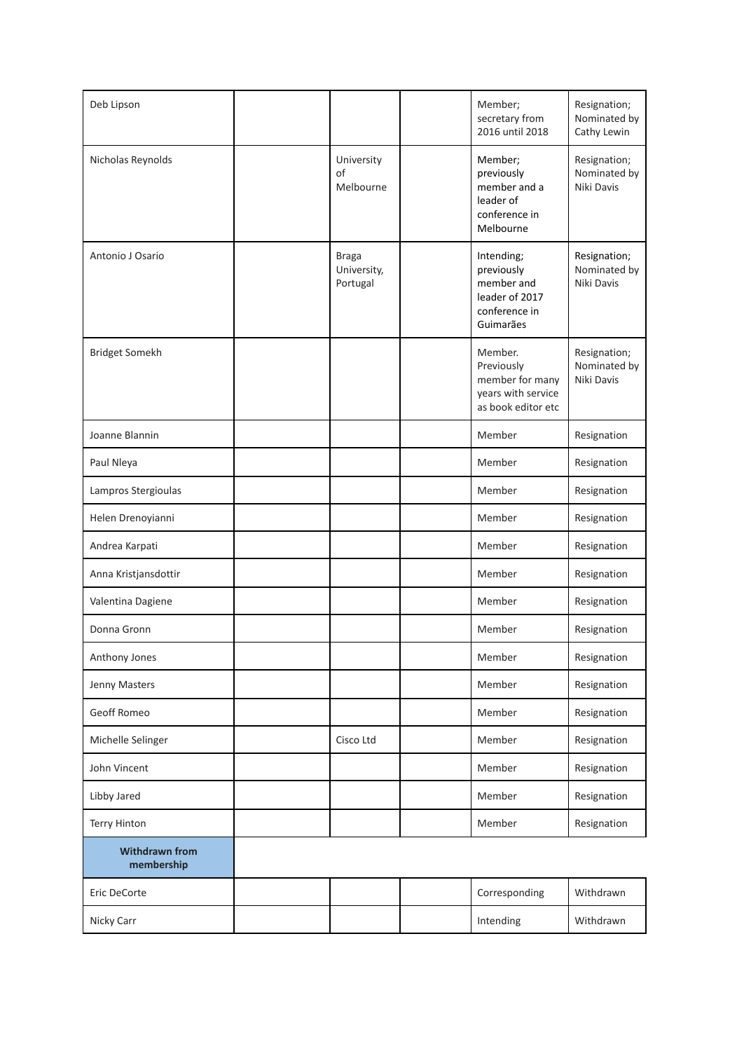| | | | | | |
|---|---|---|---|---|---|
| Deb Lipson | | | | Member; secretary from 2016 until 2018 | Resignation; Nominated by Cathy Lewin |
| Nicholas Reynolds | | University of Melbourne | | Member; previously member and a leader of conference in Melbourne | Resignation; Nominated by Niki Davis |
| Antonio J Osario | | Braga University, Portugal | | Intending; previously member and leader of 2017 conference in Guimarães | Resignation; Nominated by Niki Davis |
| Bridget Somekh | | | | Member. Previously member for many years with service as book editor etc | Resignation; Nominated by Niki Davis |
| Joanne Blannin | | | | Member | Resignation |
| Paul Nleya | | | | Member | Resignation |
| Lampros Stergioulas | | | | Member | Resignation |
| Helen Drenoyianni | | | | Member | Resignation |
| Andrea Karpati | | | | Member | Resignation |
| Anna Kristjansdottir | | | | Member | Resignation |
| Valentina Dagiene | | | | Member | Resignation |
| Donna Gronn | | | | Member | Resignation |
| Anthony Jones | | | | Member | Resignation |
| Jenny Masters | | | | Member | Resignation |
| Geoff Romeo | | | | Member | Resignation |
| Michelle Selinger | | Cisco Ltd | | Member | Resignation |
| John Vincent | | | | Member | Resignation |
| Libby Jared | | | | Member | Resignation |
| Terry Hinton | | | | Member | Resignation |
| **Withdrawn from membership** | | | | | |
| Eric DeCorte | | | | Corresponding | Withdrawn |
| Nicky Carr | | | | Intending | Withdrawn |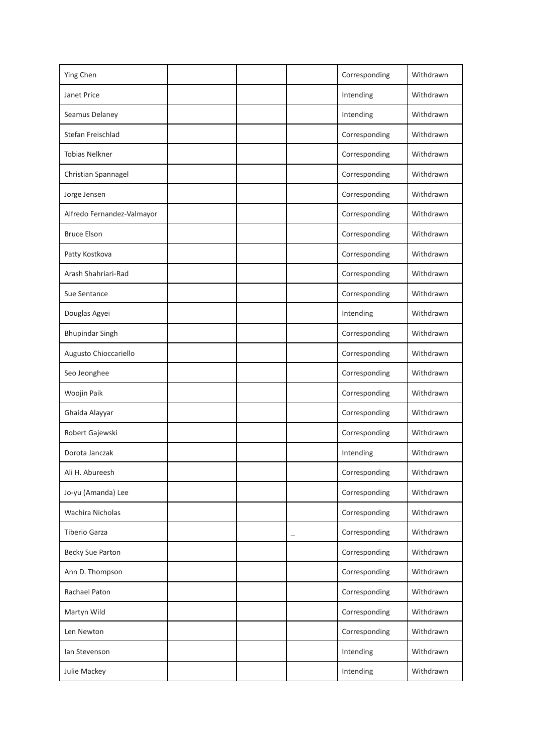| Ying Chen | | | | Corresponding | Withdrawn |
|---|---|---|---|---|---|
| Janet Price | | | | Intending | Withdrawn |
| Seamus Delaney | | | | Intending | Withdrawn |
| Stefan Freischlad | | | | Corresponding | Withdrawn |
| Tobias Nelkner | | | | Corresponding | Withdrawn |
| Christian Spannagel | | | | Corresponding | Withdrawn |
| Jorge Jensen | | | | Corresponding | Withdrawn |
| Alfredo Fernandez-Valmayor | | | | Corresponding | Withdrawn |
| Bruce Elson | | | | Corresponding | Withdrawn |
| Patty Kostkova | | | | Corresponding | Withdrawn |
| Arash Shahriari-Rad | | | | Corresponding | Withdrawn |
| Sue Sentance | | | | Corresponding | Withdrawn |
| Douglas Agyei | | | | Intending | Withdrawn |
| Bhupindar Singh | | | | Corresponding | Withdrawn |
| Augusto Chioccariello | | | | Corresponding | Withdrawn |
| Seo Jeonghee | | | | Corresponding | Withdrawn |
| Woojin Paik | | | | Corresponding | Withdrawn |
| Ghaida Alayyar | | | | Corresponding | Withdrawn |
| Robert Gajewski | | | | Corresponding | Withdrawn |
| Dorota Janczak | | | | Intending | Withdrawn |
| Ali H. Abureesh | | | | Corresponding | Withdrawn |
| Jo-yu (Amanda) Lee | | | | Corresponding | Withdrawn |
| Wachira Nicholas | | | | Corresponding | Withdrawn |
| Tiberio Garza | | | _ | Corresponding | Withdrawn |
| Becky Sue Parton | | | | Corresponding | Withdrawn |
| Ann D. Thompson | | | | Corresponding | Withdrawn |
| Rachael Paton | | | | Corresponding | Withdrawn |
| Martyn Wild | | | | Corresponding | Withdrawn |
| Len Newton | | | | Corresponding | Withdrawn |
| Ian Stevenson | | | | Intending | Withdrawn |
| Julie Mackey | | | | Intending | Withdrawn |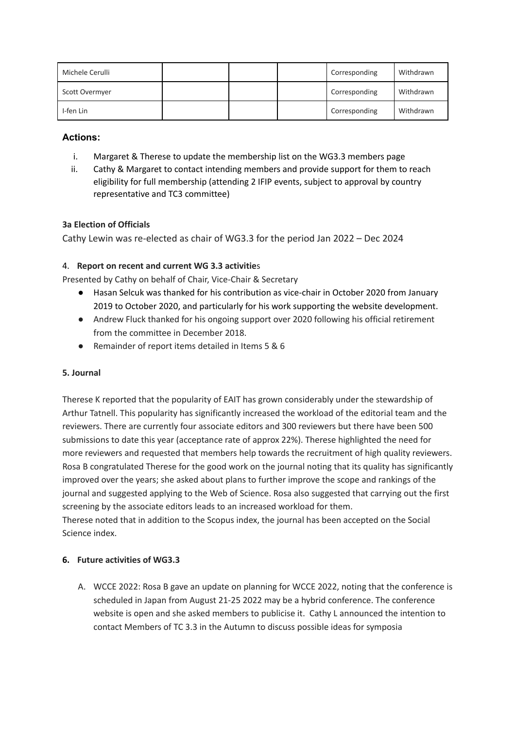| Michele Cerulli | | | | Corresponding | Withdrawn |
|---|---|---|---|---|---|
| Scott Overmyer | | | | Corresponding | Withdrawn |
| I-fen Lin | | | | Corresponding | Withdrawn |

### Actions:

i. Margaret & Therese to update the membership list on the WG3.3 members page
ii. Cathy & Margaret to contact intending members and provide support for them to reach eligibility for full membership (attending 2 IFIP events, subject to approval by country representative and TC3 committee)

**3a Election of Officials**

Cathy Lewin was re-elected as chair of WG3.3 for the period Jan 2022 – Dec 2024

4. **Report on recent and current WG 3.3 activitie**s

Presented by Cathy on behalf of Chair, Vice-Chair & Secretary

- Hasan Selcuk was thanked for his contribution as vice-chair in October 2020 from January 2019 to October 2020, and particularly for his work supporting the website development.
- Andrew Fluck thanked for his ongoing support over 2020 following his official retirement from the committee in December 2018.
- Remainder of report items detailed in Items 5 & 6

**5. Journal**

Therese K reported that the popularity of EAIT has grown considerably under the stewardship of Arthur Tatnell. This popularity has significantly increased the workload of the editorial team and the reviewers. There are currently four associate editors and 300 reviewers but there have been 500 submissions to date this year (acceptance rate of approx 22%). Therese highlighted the need for more reviewers and requested that members help towards the recruitment of high quality reviewers. Rosa B congratulated Therese for the good work on the journal noting that its quality has significantly improved over the years; she asked about plans to further improve the scope and rankings of the journal and suggested applying to the Web of Science. Rosa also suggested that carrying out the first screening by the associate editors leads to an increased workload for them.
Therese noted that in addition to the Scopus index, the journal has been accepted on the Social Science index.

**6. Future activities of WG3.3**

A. WCCE 2022: Rosa B gave an update on planning for WCCE 2022, noting that the conference is scheduled in Japan from August 21-25 2022 may be a hybrid conference. The conference website is open and she asked members to publicise it. Cathy L announced the intention to contact Members of TC 3.3 in the Autumn to discuss possible ideas for symposia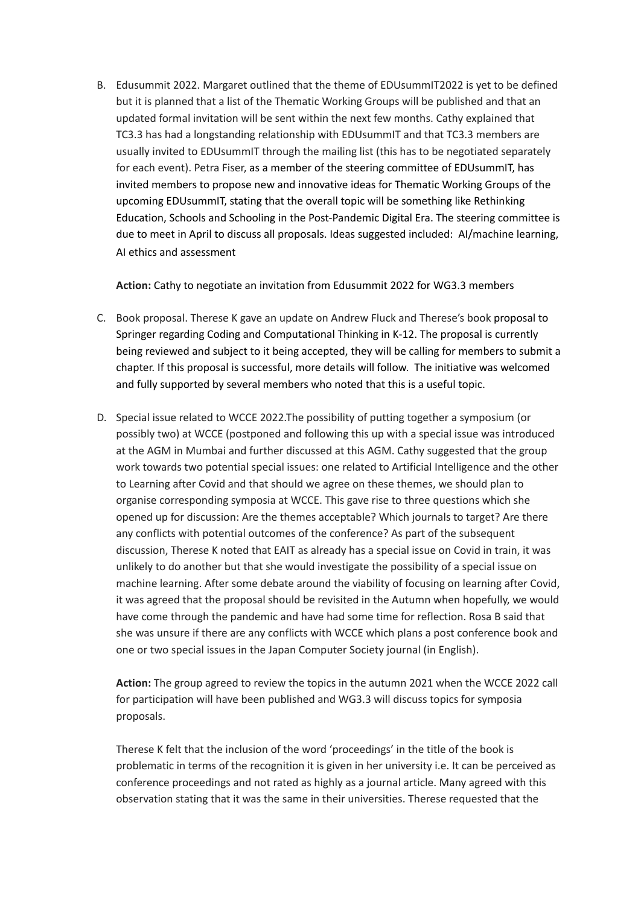B. Edusummit 2022. Margaret outlined that the theme of EDUsummIT2022 is yet to be defined but it is planned that a list of the Thematic Working Groups will be published and that an updated formal invitation will be sent within the next few months. Cathy explained that TC3.3 has had a longstanding relationship with EDUsummIT and that TC3.3 members are usually invited to EDUsummIT through the mailing list (this has to be negotiated separately for each event). Petra Fiser, as a member of the steering committee of EDUsummIT, has invited members to propose new and innovative ideas for Thematic Working Groups of the upcoming EDUsummIT, stating that the overall topic will be something like Rethinking Education, Schools and Schooling in the Post-Pandemic Digital Era. The steering committee is due to meet in April to discuss all proposals. Ideas suggested included: AI/machine learning, AI ethics and assessment

   **Action:** Cathy to negotiate an invitation from Edusummit 2022 for WG3.3 members

C. Book proposal. Therese K gave an update on Andrew Fluck and Therese's book proposal to Springer regarding Coding and Computational Thinking in K-12. The proposal is currently being reviewed and subject to it being accepted, they will be calling for members to submit a chapter. If this proposal is successful, more details will follow. The initiative was welcomed and fully supported by several members who noted that this is a useful topic.

D. Special issue related to WCCE 2022.The possibility of putting together a symposium (or possibly two) at WCCE (postponed and following this up with a special issue was introduced at the AGM in Mumbai and further discussed at this AGM. Cathy suggested that the group work towards two potential special issues: one related to Artificial Intelligence and the other to Learning after Covid and that should we agree on these themes, we should plan to organise corresponding symposia at WCCE. This gave rise to three questions which she opened up for discussion: Are the themes acceptable? Which journals to target? Are there any conflicts with potential outcomes of the conference? As part of the subsequent discussion, Therese K noted that EAIT as already has a special issue on Covid in train, it was unlikely to do another but that she would investigate the possibility of a special issue on machine learning. After some debate around the viability of focusing on learning after Covid, it was agreed that the proposal should be revisited in the Autumn when hopefully, we would have come through the pandemic and have had some time for reflection. Rosa B said that she was unsure if there are any conflicts with WCCE which plans a post conference book and one or two special issues in the Japan Computer Society journal (in English).

   **Action:** The group agreed to review the topics in the autumn 2021 when the WCCE 2022 call for participation will have been published and WG3.3 will discuss topics for symposia proposals.

   Therese K felt that the inclusion of the word 'proceedings' in the title of the book is problematic in terms of the recognition it is given in her university i.e. It can be perceived as conference proceedings and not rated as highly as a journal article. Many agreed with this observation stating that it was the same in their universities. Therese requested that the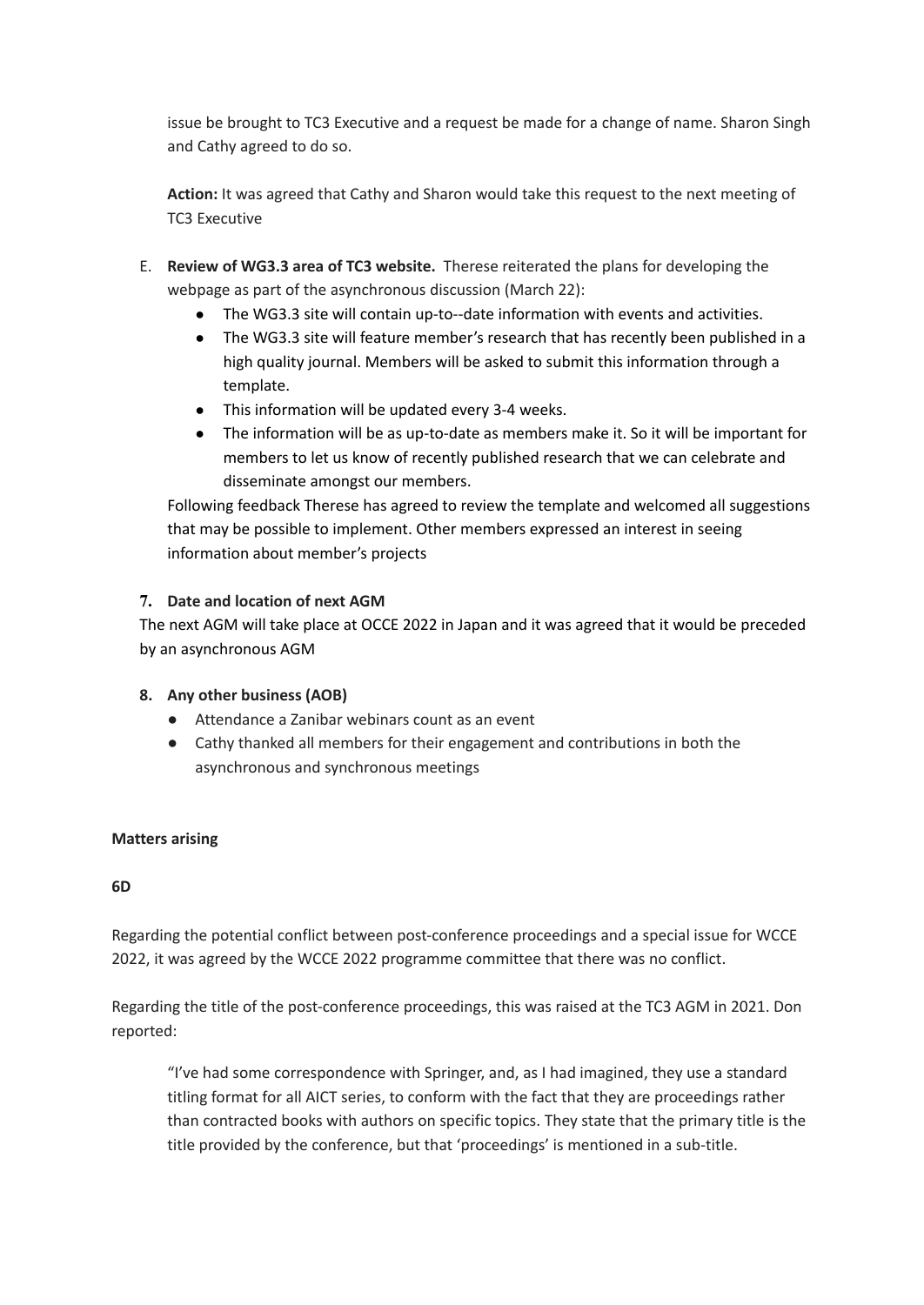issue be brought to TC3 Executive and a request be made for a change of name. Sharon Singh and Cathy agreed to do so.

**Action:** It was agreed that Cathy and Sharon would take this request to the next meeting of TC3 Executive

E. **Review of WG3.3 area of TC3 website.** Therese reiterated the plans for developing the webpage as part of the asynchronous discussion (March 22):
   - The WG3.3 site will contain up-to--date information with events and activities.
   - The WG3.3 site will feature member's research that has recently been published in a high quality journal. Members will be asked to submit this information through a template.
   - This information will be updated every 3-4 weeks.
   - The information will be as up-to-date as members make it. So it will be important for members to let us know of recently published research that we can celebrate and disseminate amongst our members.

   Following feedback Therese has agreed to review the template and welcomed all suggestions that may be possible to implement. Other members expressed an interest in seeing information about member's projects

**7. Date and location of next AGM**

The next AGM will take place at OCCE 2022 in Japan and it was agreed that it would be preceded by an asynchronous AGM

**8. Any other business (AOB)**

- Attendance a Zanibar webinars count as an event
- Cathy thanked all members for their engagement and contributions in both the asynchronous and synchronous meetings

**Matters arising**

**6D**

Regarding the potential conflict between post-conference proceedings and a special issue for WCCE 2022, it was agreed by the WCCE 2022 programme committee that there was no conflict.

Regarding the title of the post-conference proceedings, this was raised at the TC3 AGM in 2021. Don reported:

> "I've had some correspondence with Springer, and, as I had imagined, they use a standard titling format for all AICT series, to conform with the fact that they are proceedings rather than contracted books with authors on specific topics. They state that the primary title is the title provided by the conference, but that 'proceedings' is mentioned in a sub-title.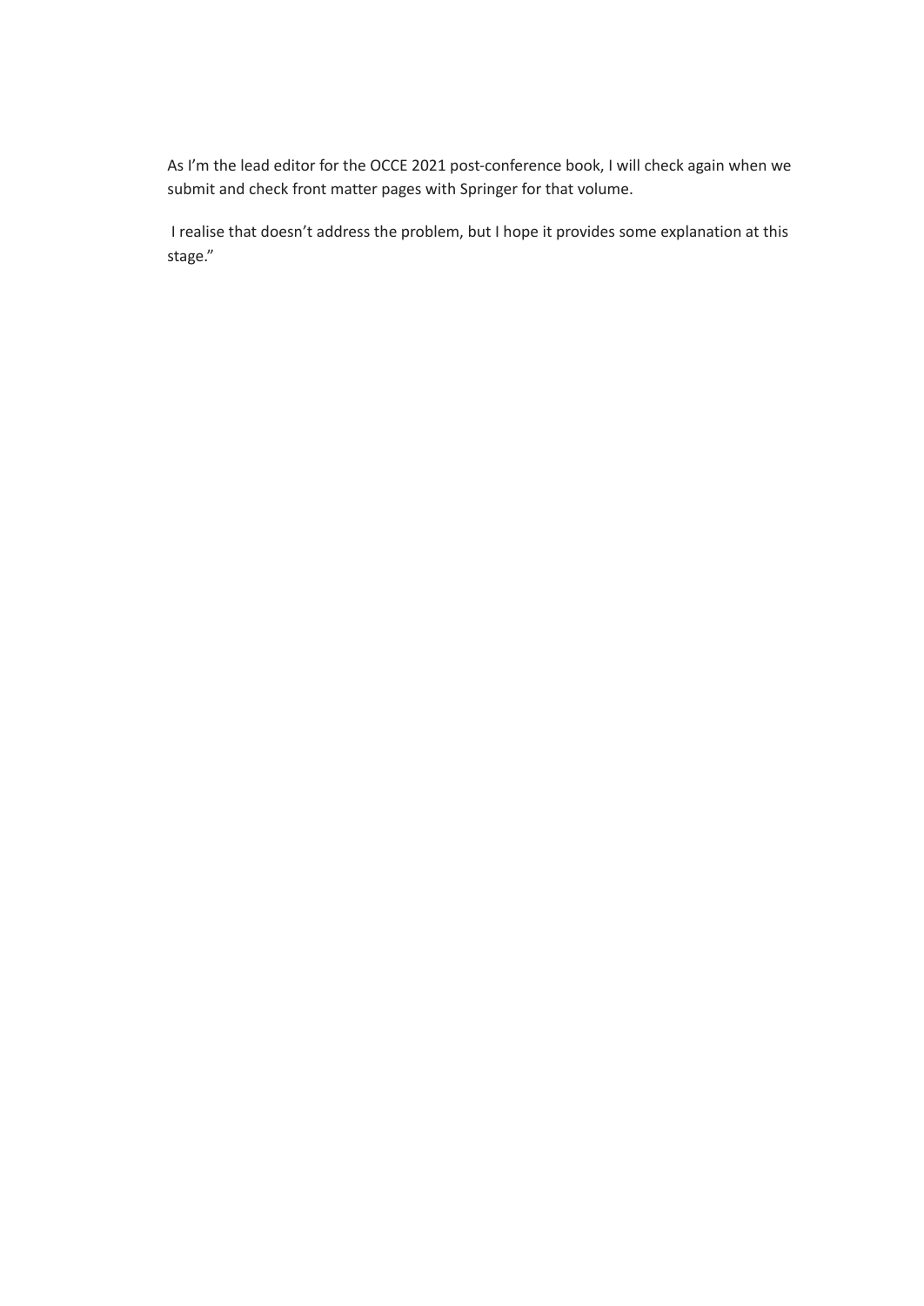As I'm the lead editor for the OCCE 2021 post-conference book, I will check again when we submit and check front matter pages with Springer for that volume.

I realise that doesn't address the problem, but I hope it provides some explanation at this stage."